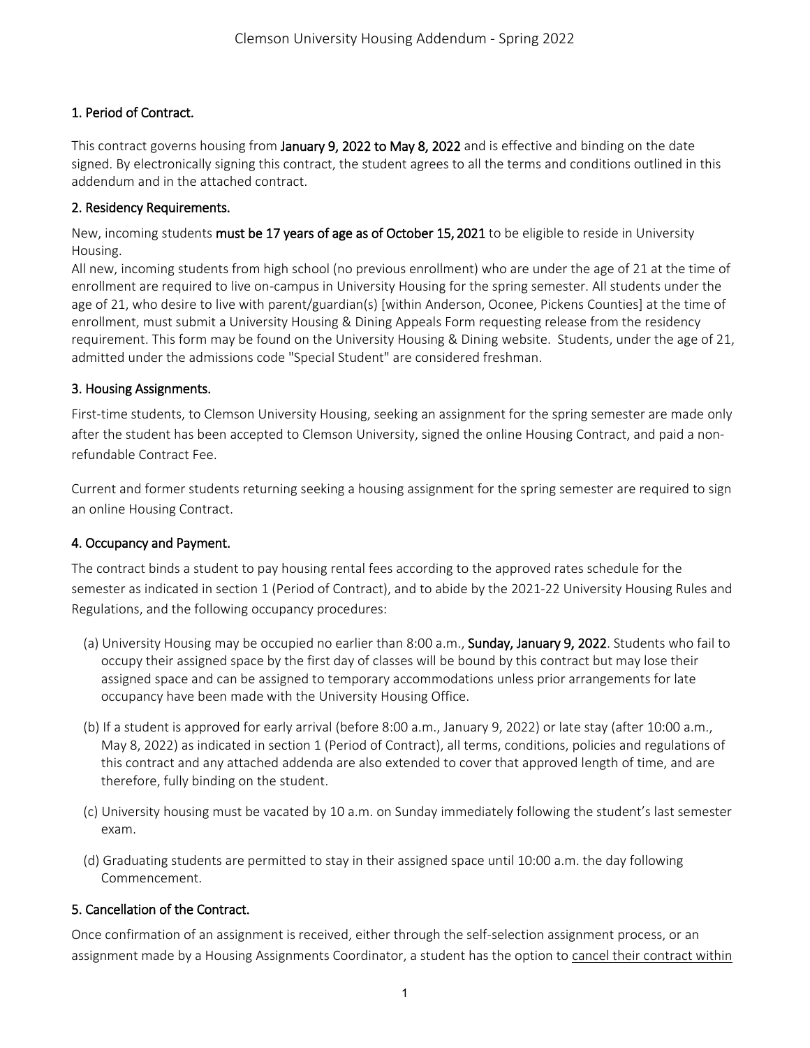# Clemson University Housing Addendum - Spring 2022

## 1. Period of Contract.

This contract governs housing from **January 9, 2022 to May 8, 2022** and is effective and binding on the date signed. By electronically signing this contract, the student agrees to all the terms and conditions outlined in this addendum and in the attached contract.

## 2. Residency Requirements.

New, incoming students **must be 17 years of age as of October 15, 2021** to be eligible to reside in University Housing.

All new, incoming students from high school (no previous enrollment) who are under the age of 21 at the time of enrollment are required to live on-campus in University Housing for the spring semester. All students under the age of 21, who desire to live with parent/guardian(s) [within Anderson, Oconee, Pickens Counties] at the time of enrollment, must submit a University Housing & Dining Appeals Form requesting release from the residency requirement. This form may be found on the University Housing & Dining website. Students, under the age of 21, admitted under the admissions code "Special Student" are considered freshman.

## 3. Housing Assignments.

First-time students, to Clemson University Housing, seeking an assignment for the spring semester are made only after the student has been accepted to Clemson University, signed the online Housing Contract, and paid a non-refundable Contract Fee.

Current and former students returning seeking a housing assignment for the spring semester are required to sign an online Housing Contract.

## 4. Occupancy and Payment.

The contract binds a student to pay housing rental fees according to the approved rates schedule for the semester as indicated in section 1 (Period of Contract), and to abide by the 2021-22 University Housing Rules and Regulations, and the following occupancy procedures:

(a) University Housing may be occupied no earlier than 8:00 a.m., **Sunday, January 9, 2022**. Students who fail to occupy their assigned space by the first day of classes will be bound by this contract but may lose their assigned space and can be assigned to temporary accommodations unless prior arrangements for late occupancy have been made with the University Housing Office.

(b) If a student is approved for early arrival (before 8:00 a.m., January 9, 2022) or late stay (after 10:00 a.m., May 8, 2022) as indicated in section 1 (Period of Contract), all terms, conditions, policies and regulations of this contract and any attached addenda are also extended to cover that approved length of time, and are therefore, fully binding on the student.

(c) University housing must be vacated by 10 a.m. on Sunday immediately following the student's last semester exam.

(d) Graduating students are permitted to stay in their assigned space until 10:00 a.m. the day following Commencement.

## 5. Cancellation of the Contract.

Once confirmation of an assignment is received, either through the self-selection assignment process, or an assignment made by a Housing Assignments Coordinator, a student has the option to cancel their contract within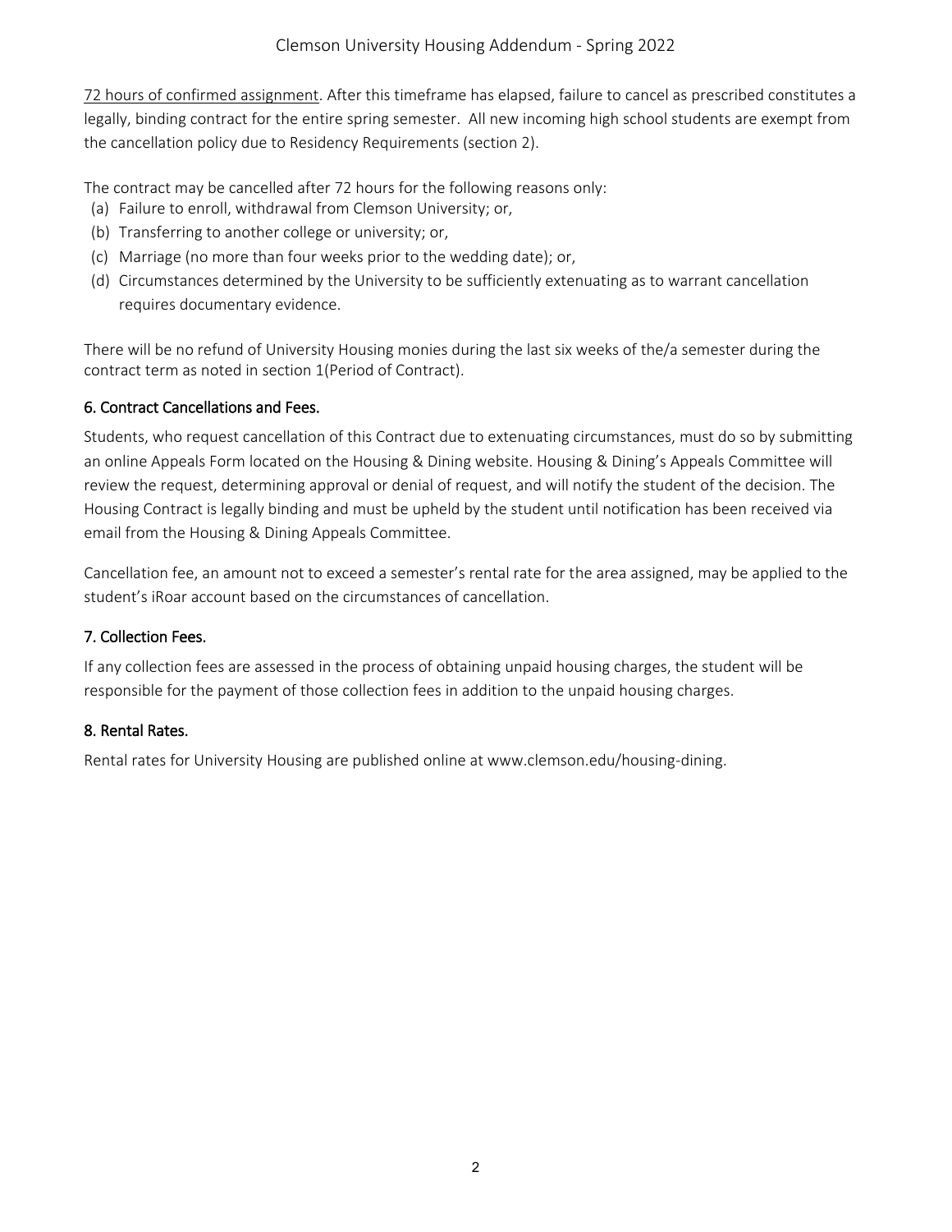<u>72 hours of confirmed assignment</u>. After this timeframe has elapsed, failure to cancel as prescribed constitutes a legally, binding contract for the entire spring semester. All new incoming high school students are exempt from the cancellation policy due to Residency Requirements (section 2).

The contract may be cancelled after 72 hours for the following reasons only:

(a) Failure to enroll, withdrawal from Clemson University; or,
(b) Transferring to another college or university; or,
(c) Marriage (no more than four weeks prior to the wedding date); or,
(d) Circumstances determined by the University to be sufficiently extenuating as to warrant cancellation requires documentary evidence.

There will be no refund of University Housing monies during the last six weeks of the/a semester during the contract term as noted in section 1(Period of Contract).

## 6. Contract Cancellations and Fees.

Students, who request cancellation of this Contract due to extenuating circumstances, must do so by submitting an online Appeals Form located on the Housing & Dining website. Housing & Dining's Appeals Committee will review the request, determining approval or denial of request, and will notify the student of the decision. The Housing Contract is legally binding and must be upheld by the student until notification has been received via email from the Housing & Dining Appeals Committee.

Cancellation fee, an amount not to exceed a semester's rental rate for the area assigned, may be applied to the student's iRoar account based on the circumstances of cancellation.

## 7. Collection Fees.

If any collection fees are assessed in the process of obtaining unpaid housing charges, the student will be responsible for the payment of those collection fees in addition to the unpaid housing charges.

## 8. Rental Rates.

Rental rates for University Housing are published online at www.clemson.edu/housing-dining.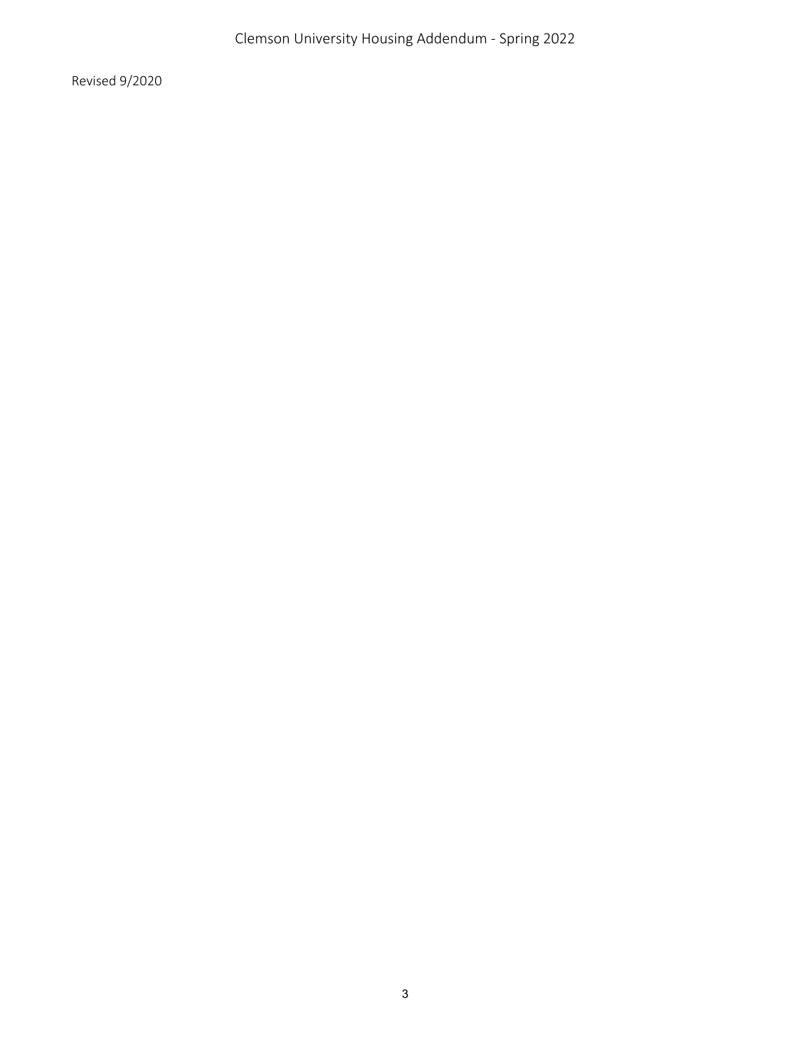Revised 9/2020